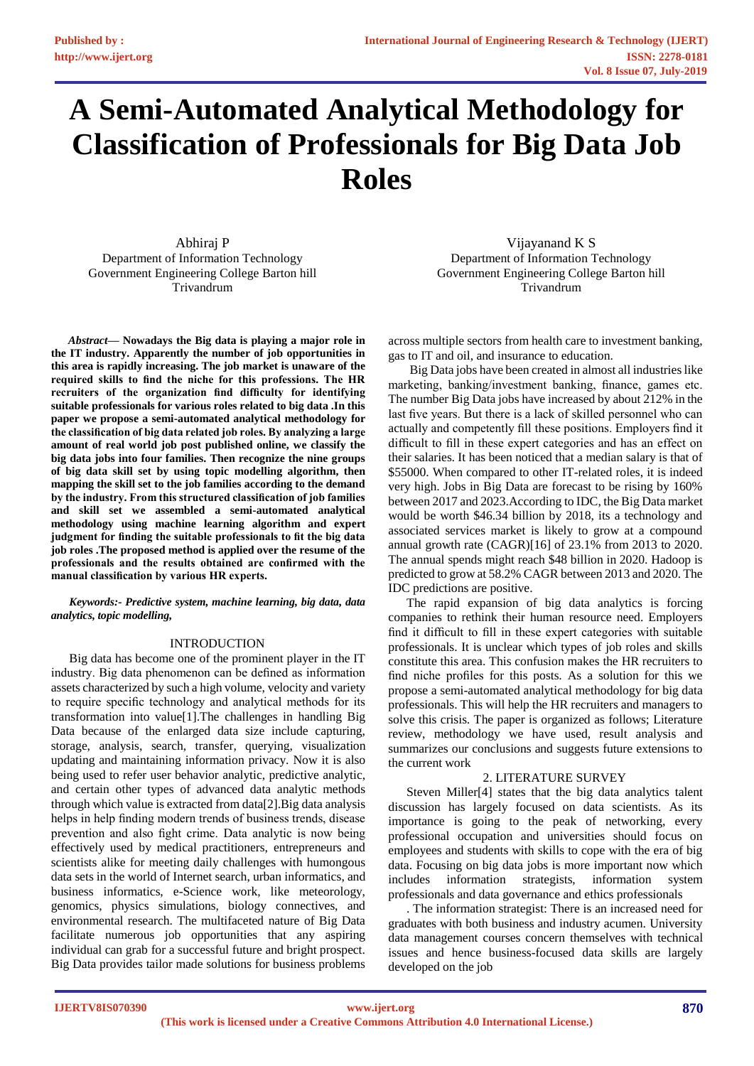# A Semi-Automated Analytical Methodology for Classification of Professionals for Big Data Job Roles

Abhiraj P
Department of Information Technology
Government Engineering College Barton hill
Trivandrum

Vijayanand K S
Department of Information Technology
Government Engineering College Barton hill
Trivandrum

***Abstract*— Nowadays the Big data is playing a major role in the IT industry. Apparently the number of job opportunities in this area is rapidly increasing. The job market is unaware of the required skills to find the niche for this professions. The HR recruiters of the organization find difficulty for identifying suitable professionals for various roles related to big data .In this paper we propose a semi-automated analytical methodology for the classification of big data related job roles. By analyzing a large amount of real world job post published online, we classify the big data jobs into four families. Then recognize the nine groups of big data skill set by using topic modelling algorithm, then mapping the skill set to the job families according to the demand by the industry. From this structured classification of job families and skill set we assembled a semi-automated analytical methodology using machine learning algorithm and expert judgment for finding the suitable professionals to fit the big data job roles .The proposed method is applied over the resume of the professionals and the results obtained are confirmed with the manual classification by various HR experts.**

***Keywords:- Predictive system, machine learning, big data, data analytics, topic modelling,***

## INTRODUCTION

Big data has become one of the prominent player in the IT industry. Big data phenomenon can be defined as information assets characterized by such a high volume, velocity and variety to require specific technology and analytical methods for its transformation into value[1].The challenges in handling Big Data because of the enlarged data size include capturing, storage, analysis, search, transfer, querying, visualization updating and maintaining information privacy. Now it is also being used to refer user behavior analytic, predictive analytic, and certain other types of advanced data analytic methods through which value is extracted from data[2].Big data analysis helps in help finding modern trends of business trends, disease prevention and also fight crime. Data analytic is now being effectively used by medical practitioners, entrepreneurs and scientists alike for meeting daily challenges with humongous data sets in the world of Internet search, urban informatics, and business informatics, e-Science work, like meteorology, genomics, physics simulations, biology connectives, and environmental research. The multifaceted nature of Big Data facilitate numerous job opportunities that any aspiring individual can grab for a successful future and bright prospect. Big Data provides tailor made solutions for business problems across multiple sectors from health care to investment banking, gas to IT and oil, and insurance to education.

Big Data jobs have been created in almost all industries like marketing, banking/investment banking, finance, games etc. The number Big Data jobs have increased by about 212% in the last five years. But there is a lack of skilled personnel who can actually and competently fill these positions. Employers find it difficult to fill in these expert categories and has an effect on their salaries. It has been noticed that a median salary is that of $55000. When compared to other IT-related roles, it is indeed very high. Jobs in Big Data are forecast to be rising by 160% between 2017 and 2023.According to IDC, the Big Data market would be worth $46.34 billion by 2018, its a technology and associated services market is likely to grow at a compound annual growth rate (CAGR)[16] of 23.1% from 2013 to 2020. The annual spends might reach $48 billion in 2020. Hadoop is predicted to grow at 58.2% CAGR between 2013 and 2020. The IDC predictions are positive.

The rapid expansion of big data analytics is forcing companies to rethink their human resource need. Employers find it difficult to fill in these expert categories with suitable professionals. It is unclear which types of job roles and skills constitute this area. This confusion makes the HR recruiters to find niche profiles for this posts. As a solution for this we propose a semi-automated analytical methodology for big data professionals. This will help the HR recruiters and managers to solve this crisis. The paper is organized as follows; Literature review, methodology we have used, result analysis and summarizes our conclusions and suggests future extensions to the current work

## 2. LITERATURE SURVEY

Steven Miller[4] states that the big data analytics talent discussion has largely focused on data scientists. As its importance is going to the peak of networking, every professional occupation and universities should focus on employees and students with skills to cope with the era of big data. Focusing on big data jobs is more important now which includes information strategists, information system professionals and data governance and ethics professionals

. The information strategist: There is an increased need for graduates with both business and industry acumen. University data management courses concern themselves with technical issues and hence business-focused data skills are largely developed on the job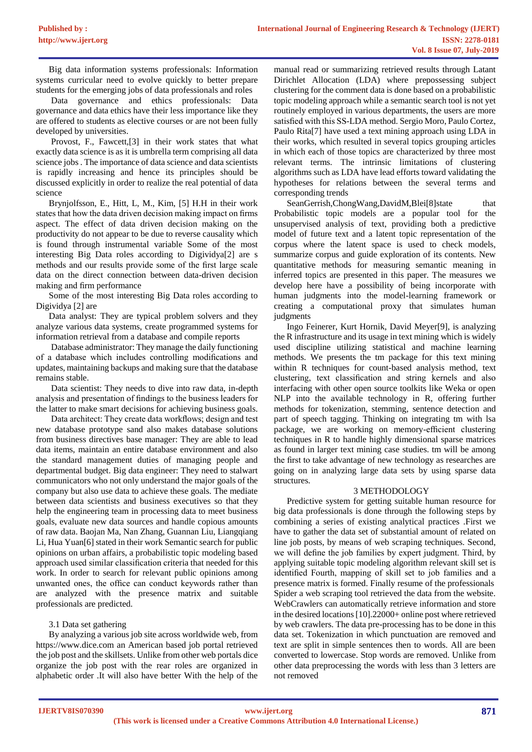Big data information systems professionals: Information systems curricular need to evolve quickly to better prepare students for the emerging jobs of data professionals and roles

Data governance and ethics professionals: Data governance and data ethics have their less importance like they are offered to students as elective courses or are not been fully developed by universities.

Provost, F., Fawcett,[3] in their work states that what exactly data science is as it is umbrella term comprising all data science jobs . The importance of data science and data scientists is rapidly increasing and hence its principles should be discussed explicitly in order to realize the real potential of data science

Brynjolfsson, E., Hitt, L, M., Kim, [5] H.H in their work states that how the data driven decision making impact on firms aspect. The effect of data driven decision making on the productivity do not appear to be due to reverse causality which is found through instrumental variable Some of the most interesting Big Data roles according to Digividya[2] are s methods and our results provide some of the first large scale data on the direct connection between data-driven decision making and firm performance

Some of the most interesting Big Data roles according to Digividya [2] are

Data analyst: They are typical problem solvers and they analyze various data systems, create programmed systems for information retrieval from a database and compile reports

Database administrator: They manage the daily functioning of a database which includes controlling modifications and updates, maintaining backups and making sure that the database remains stable.

Data scientist: They needs to dive into raw data, in-depth analysis and presentation of findings to the business leaders for the latter to make smart decisions for achieving business goals.

Data architect: They create data workflows; design and test new database prototype sand also makes database solutions from business directives base manager: They are able to lead data items, maintain an entire database environment and also the standard management duties of managing people and departmental budget. Big data engineer: They need to stalwart communicators who not only understand the major goals of the company but also use data to achieve these goals. The mediate between data scientists and business executives so that they help the engineering team in processing data to meet business goals, evaluate new data sources and handle copious amounts of raw data. Baojan Ma, Nan Zhang, Guannan Liu, Liangqiang Li, Hua Yuan[6] stated in their work Semantic search for public opinions on urban affairs, a probabilistic topic modeling based approach used similar classification criteria that needed for this work. In order to search for relevant public opinions among unwanted ones, the office can conduct keywords rather than manual read or summarizing retrieved results through Latant Dirichlet Allocation (LDA) where prepossessing subject clustering for the comment data is done based on a probabilistic topic modeling approach while a semantic search tool is not yet routinely employed in various departments, the users are more satisfied with this SS-LDA method. Sergio Moro, Paulo Cortez, Paulo Rita[7] have used a text mining approach using LDA in their works, which resulted in several topics grouping articles in which each of those topics are characterized by three most relevant terms. The intrinsic limitations of clustering algorithms such as LDA have lead efforts toward validating the hypotheses for relations between the several terms and corresponding trends

SeanGerrish,ChongWang,DavidM,Blei[8]state that Probabilistic topic models are a popular tool for the unsupervised analysis of text, providing both a predictive model of future text and a latent topic representation of the corpus where the latent space is used to check models, summarize corpus and guide exploration of its contents. New quantitative methods for measuring semantic meaning in inferred topics are presented in this paper. The measures we develop here have a possibility of being incorporate with human judgments into the model-learning framework or creating a computational proxy that simulates human judgments

Ingo Feinerer, Kurt Hornik, David Meyer[9], is analyzing the R infrastructure and its usage in text mining which is widely used discipline utilizing statistical and machine learning methods. We presents the tm package for this text mining within R techniques for count-based analysis method, text clustering, text classification and string kernels and also interfacing with other open source toolkits like Weka or open NLP into the available technology in R, offering further methods for tokenization, stemming, sentence detection and part of speech tagging. Thinking on integrating tm with lsa package, we are working on memory-efficient clustering techniques in R to handle highly dimensional sparse matrices as found in larger text mining case studies. tm will be among the first to take advantage of new technology as researches are going on in analyzing large data sets by using sparse data structures.

## 3 METHODOLOGY

Predictive system for getting suitable human resource for big data professionals is done through the following steps by combining a series of existing analytical practices .First we have to gather the data set of substantial amount of related on line job posts, by means of web scraping techniques. Second, we will define the job families by expert judgment. Third, by applying suitable topic modeling algorithm relevant skill set is identified Fourth, mapping of skill set to job families and a presence matrix is formed. Finally resume of the professionals are analyzed with the presence matrix and suitable professionals are predicted.

### 3.1 Data set gathering

By analyzing a various job site across worldwide web, from https://www.dice.com an American based job portal retrieved the job post and the skillsets. Unlike from other web portals dice organize the job post with the rear roles are organized in alphabetic order .It will also have better With the help of the Spider a web scraping tool retrieved the data from the website. WebCrawlers can automatically retrieve information and store in the desired locations [10].22000+ online post where retrieved by web crawlers. The data pre-processing has to be done in this data set. Tokenization in which punctuation are removed and text are split in simple sentences then to words. All are been converted to lowercase. Stop words are removed. Unlike from other data preprocessing the words with less than 3 letters are not removed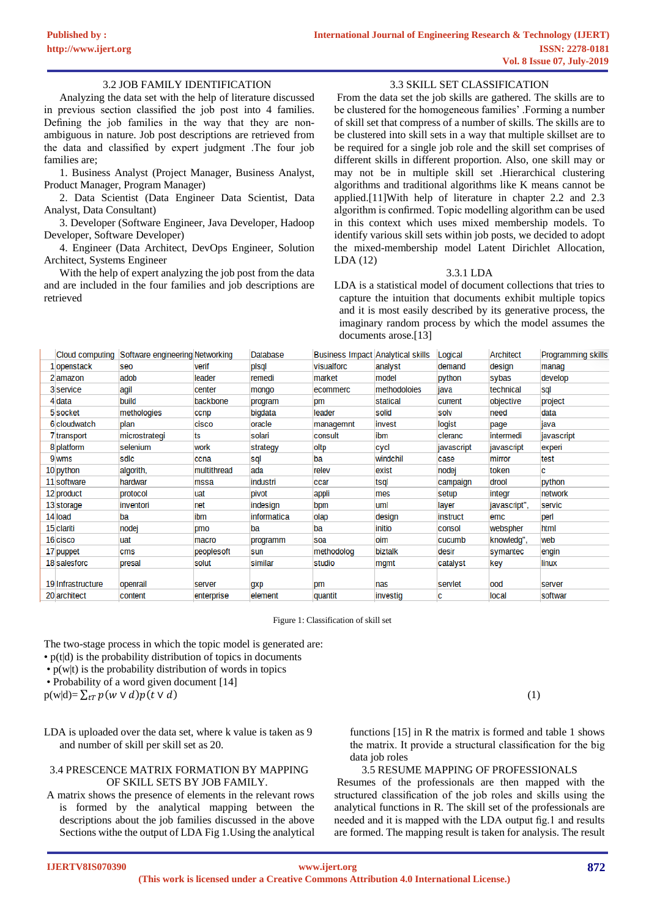### 3.2 JOB FAMILY IDENTIFICATION

Analyzing the data set with the help of literature discussed in previous section classified the job post into 4 families. Defining the job families in the way that they are non-ambiguous in nature. Job post descriptions are retrieved from the data and classified by expert judgment .The four job families are;

1. Business Analyst (Project Manager, Business Analyst, Product Manager, Program Manager)
2. Data Scientist (Data Engineer Data Scientist, Data Analyst, Data Consultant)
3. Developer (Software Engineer, Java Developer, Hadoop Developer, Software Developer)
4. Engineer (Data Architect, DevOps Engineer, Solution Architect, Systems Engineer

With the help of expert analyzing the job post from the data and are included in the four families and job descriptions are retrieved

### 3.3 SKILL SET CLASSIFICATION

From the data set the job skills are gathered. The skills are to be clustered for the homogeneous families' .Forming a number of skill set that compress of a number of skills. The skills are to be clustered into skill sets in a way that multiple skillset are to be required for a single job role and the skill set comprises of different skills in different proportion. Also, one skill may or may not be in multiple skill set .Hierarchical clustering algorithms and traditional algorithms like K means cannot be applied.[11]With help of literature in chapter 2.2 and 2.3 algorithm is confirmed. Topic modelling algorithm can be used in this context which uses mixed membership models. To identify various skill sets within job posts, we decided to adopt the mixed-membership model Latent Dirichlet Allocation, LDA (12)

#### 3.3.1 LDA

LDA is a statistical model of document collections that tries to capture the intuition that documents exhibit multiple topics and it is most easily described by its generative process, the imaginary random process by which the model assumes the documents arose.[13]

| | Cloud computing | Software engineering | Networking | Database | Business Impact | Analytical skills | Logical | Architect | Programming skills |
|---|---|---|---|---|---|---|---|---|---|
| 1 | openstack | seo | verif | plsql | visualforc | analyst | demand | design | manag |
| 2 | amazon | adob | leader | remedi | market | model | python | sybas | develop |
| 3 | service | agil | center | mongo | ecommerc | methodoloies | java | technical | sql |
| 4 | data | build | backbone | program | pm | statical | current | objective | project |
| 5 | socket | methologies | ccnp | bigdata | leader | solid | solv | need | data |
| 6 | cloudwatch | plan | cisco | oracle | managemnt | invest | logist | page | java |
| 7 | transport | microstrategi | ts | solari | consult | ibm | cleranc | intermedi | javascript |
| 8 | platform | selenium | work | strategy | oltp | cycl | javascript | javascript | experi |
| 9 | wms | sdlc | ccna | sql | ba | windchil | case | mirror | test |
| 10 | python | algorith, | multithread | ada | relev | exist | nodej | token | c |
| 11 | software | hardwar | mssa | industri | ccar | tsql | campaign | drool | python |
| 12 | product | protocol | uat | pivot | appli | mes | setup | integr | network |
| 13 | storage | inventori | net | indesign | bpm | uml | layer | javascript", | servic |
| 14 | load | ba | ibm | informatica | olap | design | instruct | emc | perl |
| 15 | clariti | nodej | pmo | ba | ba | initio | consol | webspher | html |
| 16 | cisco | uat | macro | programm | soa | oim | cucumb | knowledg", | web |
| 17 | puppet | cms | peoplesoft | sun | methodolog | biztalk | desir | symantec | engin |
| 18 | salesforc | presal | solut | similar | studio | mgmt | catalyst | key | linux |
| 19 | Infrastructure | openrail | server | gxp | pm | nas | servlet | ood | server |
| 20 | architect | content | enterprise | element | quantit | investig | c | local | softwar |

Figure 1: Classification of skill set

The two-stage process in which the topic model is generated are:

- p(t|d) is the probability distribution of topics in documents
- p(w|t) is the probability distribution of words in topics
- Probability of a word given document [14]

$$p(w|d)=\sum_{tT} p(w \vee d)p(t \vee d) \qquad (1)$$

LDA is uploaded over the data set, where k value is taken as 9 and number of skill per skill set as 20.

### 3.4 PRESCENCE MATRIX FORMATION BY MAPPING OF SKILL SETS BY JOB FAMILY.

A matrix shows the presence of elements in the relevant rows is formed by the analytical mapping between the descriptions about the job families discussed in the above Sections withe the output of LDA Fig 1.Using the analytical functions [15] in R the matrix is formed and table 1 shows the matrix. It provide a structural classification for the big data job roles

### 3.5 RESUME MAPPING OF PROFESSIONALS

Resumes of the professionals are then mapped with the structured classification of the job roles and skills using the analytical functions in R. The skill set of the professionals are needed and it is mapped with the LDA output fig.1 and results are formed. The mapping result is taken for analysis. The result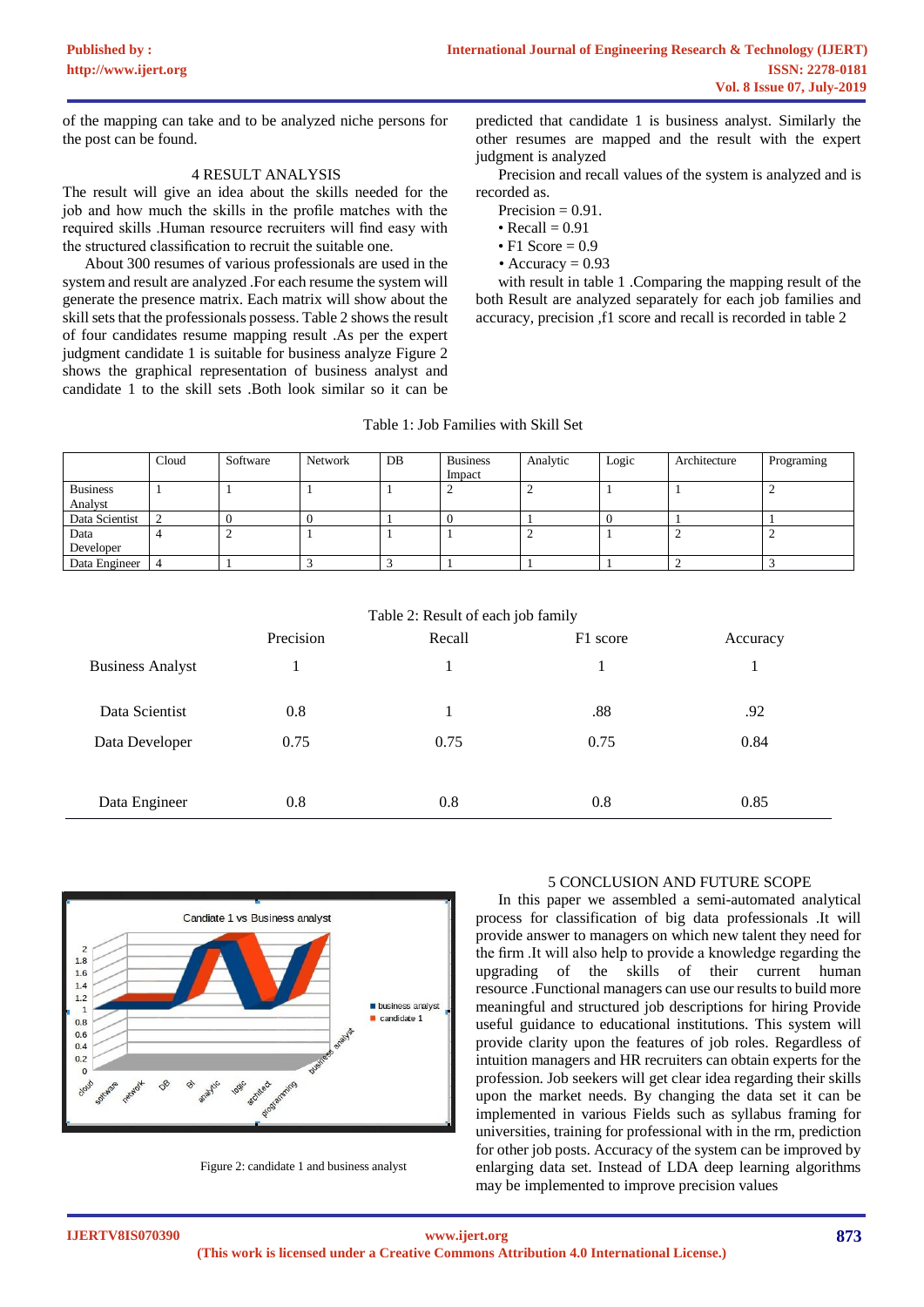of the mapping can take and to be analyzed niche persons for the post can be found.

## 4 RESULT ANALYSIS

The result will give an idea about the skills needed for the job and how much the skills in the profile matches with the required skills .Human resource recruiters will find easy with the structured classification to recruit the suitable one.

About 300 resumes of various professionals are used in the system and result are analyzed .For each resume the system will generate the presence matrix. Each matrix will show about the skill sets that the professionals possess. Table 2 shows the result of four candidates resume mapping result .As per the expert judgment candidate 1 is suitable for business analyze Figure 2 shows the graphical representation of business analyst and candidate 1 to the skill sets .Both look similar so it can be predicted that candidate 1 is business analyst. Similarly the other resumes are mapped and the result with the expert judgment is analyzed

Precision and recall values of the system is analyzed and is recorded as.

- Precision = 0.91.
- Recall = 0.91
- F1 Score = 0.9
- Accuracy = 0.93

with result in table 1 .Comparing the mapping result of the both Result are analyzed separately for each job families and accuracy, precision ,f1 score and recall is recorded in table 2

Table 1: Job Families with Skill Set

| | Cloud | Software | Network | DB | Business Impact | Analytic | Logic | Architecture | Programing |
|---|---|---|---|---|---|---|---|---|---|
| Business Analyst | 1 | 1 | 1 | 1 | 2 | 2 | 1 | 1 | 2 |
| Data Scientist | 2 | 0 | 0 | 1 | 0 | 1 | 0 | 1 | 1 |
| Data Developer | 4 | 2 | 1 | 1 | 1 | 2 | 1 | 2 | 2 |
| Data Engineer | 4 | 1 | 3 | 3 | 1 | 1 | 1 | 2 | 3 |

Table 2: Result of each job family

| | Precision | Recall | F1 score | Accuracy |
|---|---|---|---|---|
| Business Analyst | 1 | 1 | 1 | 1 |
| Data Scientist | 0.8 | 1 | .88 | .92 |
| Data Developer | 0.75 | 0.75 | 0.75 | 0.84 |
| Data Engineer | 0.8 | 0.8 | 0.8 | 0.85 |

Figure 2: candidate 1 and business analyst

## 5 CONCLUSION AND FUTURE SCOPE

In this paper we assembled a semi-automated analytical process for classification of big data professionals .It will provide answer to managers on which new talent they need for the firm .It will also help to provide a knowledge regarding the upgrading of the skills of their current human resource .Functional managers can use our results to build more meaningful and structured job descriptions for hiring Provide useful guidance to educational institutions. This system will provide clarity upon the features of job roles. Regardless of intuition managers and HR recruiters can obtain experts for the profession. Job seekers will get clear idea regarding their skills upon the market needs. By changing the data set it can be implemented in various Fields such as syllabus framing for universities, training for professional with in the rm, prediction for other job posts. Accuracy of the system can be improved by enlarging data set. Instead of LDA deep learning algorithms may be implemented to improve precision values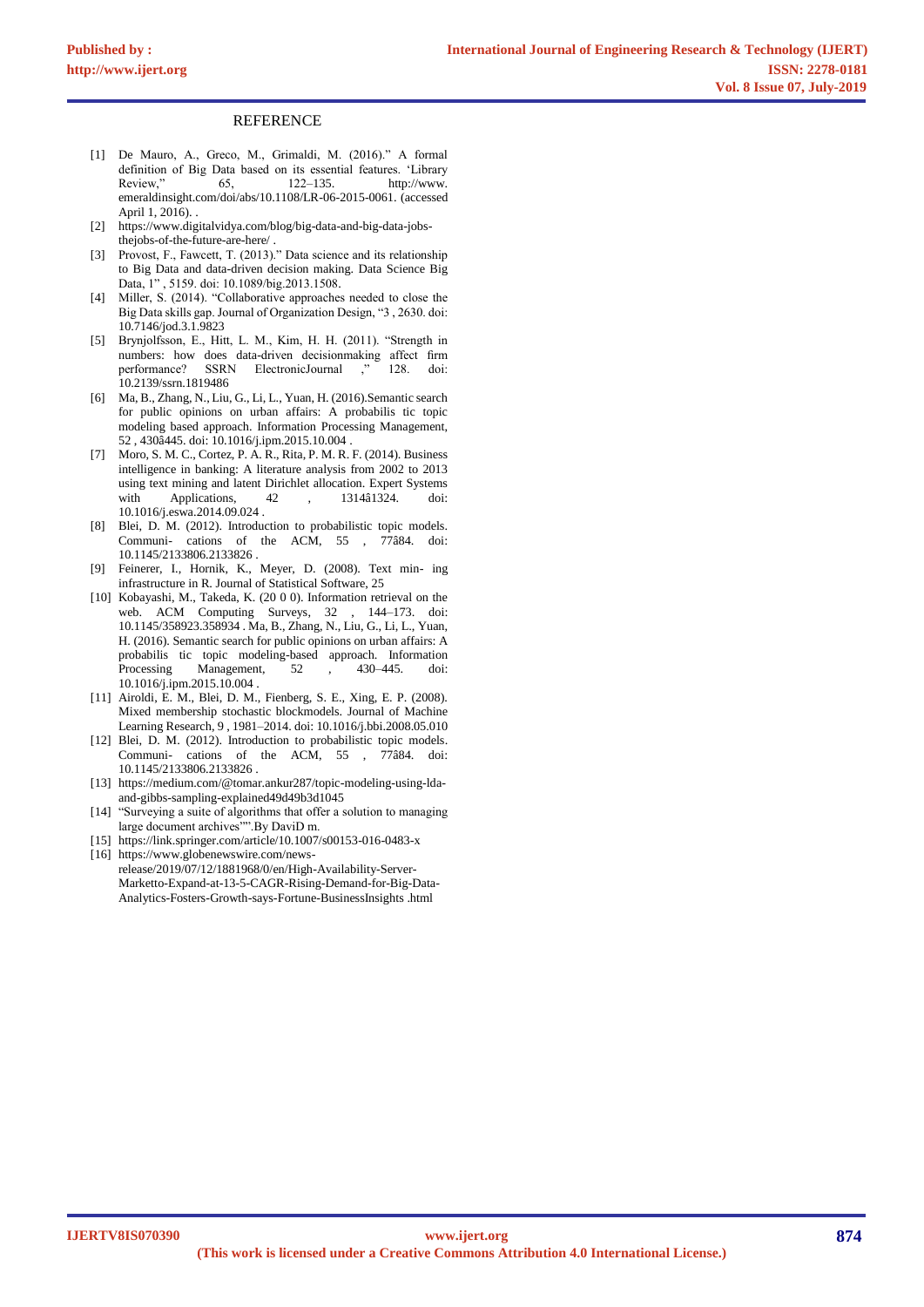## REFERENCE

[1] De Mauro, A., Greco, M., Grimaldi, M. (2016)." A formal definition of Big Data based on its essential features. 'Library Review," 65, 122–135. http://www. emeraldinsight.com/doi/abs/10.1108/LR-06-2015-0061. (accessed April 1, 2016). .

[2] https://www.digitalvidya.com/blog/big-data-and-big-data-jobs-thejobs-of-the-future-are-here/ .

[3] Provost, F., Fawcett, T. (2013)." Data science and its relationship to Big Data and data-driven decision making. Data Science Big Data, 1" , 5159. doi: 10.1089/big.2013.1508.

[4] Miller, S. (2014). "Collaborative approaches needed to close the Big Data skills gap. Journal of Organization Design, "3 , 2630. doi: 10.7146/jod.3.1.9823

[5] Brynjolfsson, E., Hitt, L. M., Kim, H. H. (2011). "Strength in numbers: how does data-driven decisionmaking affect firm performance? SSRN ElectronicJournal ," 128. doi: 10.2139/ssrn.1819486

[6] Ma, B., Zhang, N., Liu, G., Li, L., Yuan, H. (2016).Semantic search for public opinions on urban affairs: A probabilis tic topic modeling based approach. Information Processing Management, 52 , 430â445. doi: 10.1016/j.ipm.2015.10.004 .

[7] Moro, S. M. C., Cortez, P. A. R., Rita, P. M. R. F. (2014). Business intelligence in banking: A literature analysis from 2002 to 2013 using text mining and latent Dirichlet allocation. Expert Systems with Applications, 42 , 1314â1324. doi: 10.1016/j.eswa.2014.09.024 .

[8] Blei, D. M. (2012). Introduction to probabilistic topic models. Communi- cations of the ACM, 55 , 77â84. doi: 10.1145/2133806.2133826 .

[9] Feinerer, I., Hornik, K., Meyer, D. (2008). Text min- ing infrastructure in R. Journal of Statistical Software, 25

[10] Kobayashi, M., Takeda, K. (20 0 0). Information retrieval on the web. ACM Computing Surveys, 32 , 144–173. doi: 10.1145/358923.358934 . Ma, B., Zhang, N., Liu, G., Li, L., Yuan, H. (2016). Semantic search for public opinions on urban affairs: A probabilis tic topic modeling-based approach. Information Processing Management, 52 , 430–445. doi: 10.1016/j.ipm.2015.10.004 .

[11] Airoldi, E. M., Blei, D. M., Fienberg, S. E., Xing, E. P. (2008). Mixed membership stochastic blockmodels. Journal of Machine Learning Research, 9 , 1981–2014. doi: 10.1016/j.bbi.2008.05.010

[12] Blei, D. M. (2012). Introduction to probabilistic topic models. Communi- cations of the ACM, 55 , 77â84. doi: 10.1145/2133806.2133826 .

[13] https://medium.com/@tomar.ankur287/topic-modeling-using-lda-and-gibbs-sampling-explained49d49b3d1045

[14] "Surveying a suite of algorithms that offer a solution to managing large document archives"".By DaviD m.

[15] https://link.springer.com/article/10.1007/s00153-016-0483-x

[16] https://www.globenewswire.com/news-release/2019/07/12/1881968/0/en/High-Availability-Server-Marketto-Expand-at-13-5-CAGR-Rising-Demand-for-Big-Data-Analytics-Fosters-Growth-says-Fortune-BusinessInsights .html